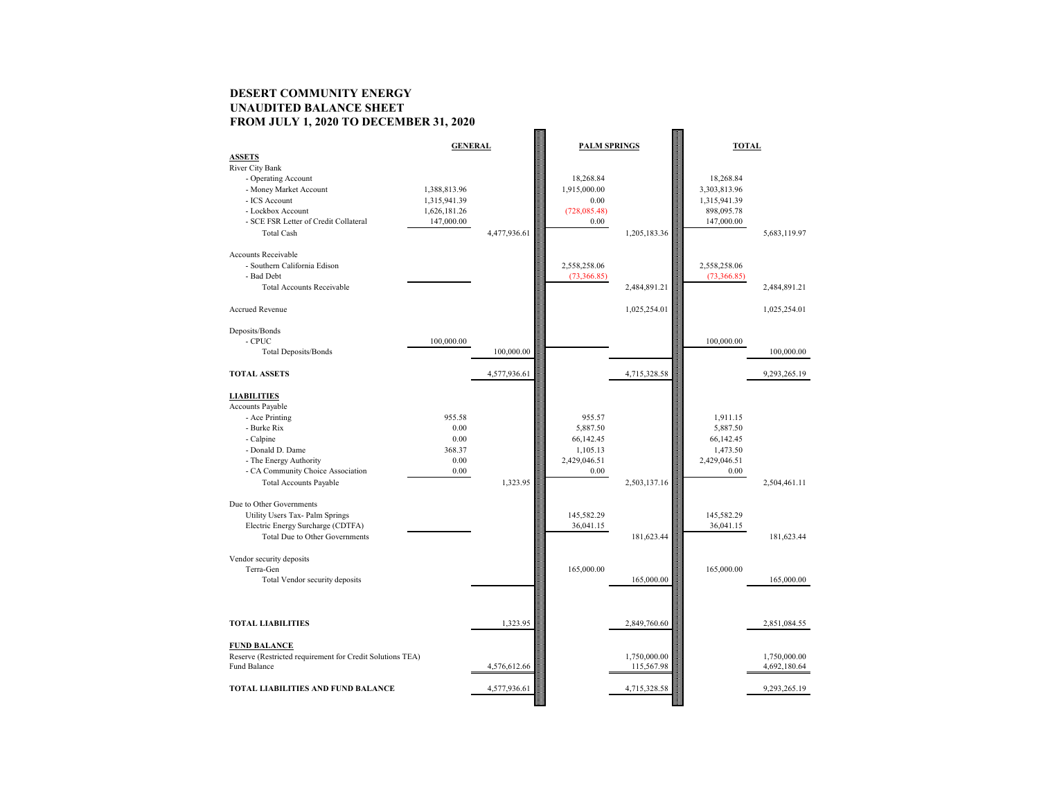# DESERT COMMUNITY ENERGY
## UNAUDITED BALANCE SHEET
## FROM JULY 1, 2020 TO DECEMBER 31, 2020

| | GENERAL | | PALM SPRINGS | | TOTAL | |
|---|---|---|---|---|---|---|
| **ASSETS** | | | | | | |
| River City Bank | | | | | | |
| - Operating Account | | | 18,268.84 | | 18,268.84 | |
| - Money Market Account | 1,388,813.96 | | 1,915,000.00 | | 3,303,813.96 | |
| - ICS Account | 1,315,941.39 | | 0.00 | | 1,315,941.39 | |
| - Lockbox Account | 1,626,181.26 | | (728,085.48) | | 898,095.78 | |
| - SCE FSR Letter of Credit Collateral | 147,000.00 | | 0.00 | | 147,000.00 | |
| Total Cash | | 4,477,936.61 | | 1,205,183.36 | | 5,683,119.97 |
| Accounts Receivable | | | | | | |
| - Southern California Edison | | | 2,558,258.06 | | 2,558,258.06 | |
| - Bad Debt | | | (73,366.85) | | (73,366.85) | |
| Total Accounts Receivable | | | | 2,484,891.21 | | 2,484,891.21 |
| Accrued Revenue | | | | 1,025,254.01 | | 1,025,254.01 |
| Deposits/Bonds | | | | | | |
| - CPUC | 100,000.00 | | | | 100,000.00 | |
| Total Deposits/Bonds | | 100,000.00 | | | | 100,000.00 |
| **TOTAL ASSETS** | | 4,577,936.61 | | 4,715,328.58 | | 9,293,265.19 |
| **LIABILITIES** | | | | | | |
| Accounts Payable | | | | | | |
| - Ace Printing | 955.58 | | 955.57 | | 1,911.15 | |
| - Burke Rix | 0.00 | | 5,887.50 | | 5,887.50 | |
| - Calpine | 0.00 | | 66,142.45 | | 66,142.45 | |
| - Donald D. Dame | 368.37 | | 1,105.13 | | 1,473.50 | |
| - The Energy Authority | 0.00 | | 2,429,046.51 | | 2,429,046.51 | |
| - CA Community Choice Association | 0.00 | | 0.00 | | 0.00 | |
| Total Accounts Payable | | 1,323.95 | | 2,503,137.16 | | 2,504,461.11 |
| Due to Other Governments | | | | | | |
| Utility Users Tax- Palm Springs | | | 145,582.29 | | 145,582.29 | |
| Electric Energy Surcharge (CDTFA) | | | 36,041.15 | | 36,041.15 | |
| Total Due to Other Governments | | | | 181,623.44 | | 181,623.44 |
| Vendor security deposits | | | | | | |
| Terra-Gen | | | 165,000.00 | | 165,000.00 | |
| Total Vendor security deposits | | | | 165,000.00 | | 165,000.00 |
| **TOTAL LIABILITIES** | | 1,323.95 | | 2,849,760.60 | | 2,851,084.55 |
| **FUND BALANCE** | | | | | | |
| Reserve (Restricted requirement for Credit Solutions TEA) | | | | 1,750,000.00 | | 1,750,000.00 |
| Fund Balance | | 4,576,612.66 | | 115,567.98 | | 4,692,180.64 |
| **TOTAL LIABILITIES AND FUND BALANCE** | | 4,577,936.61 | | 4,715,328.58 | | 9,293,265.19 |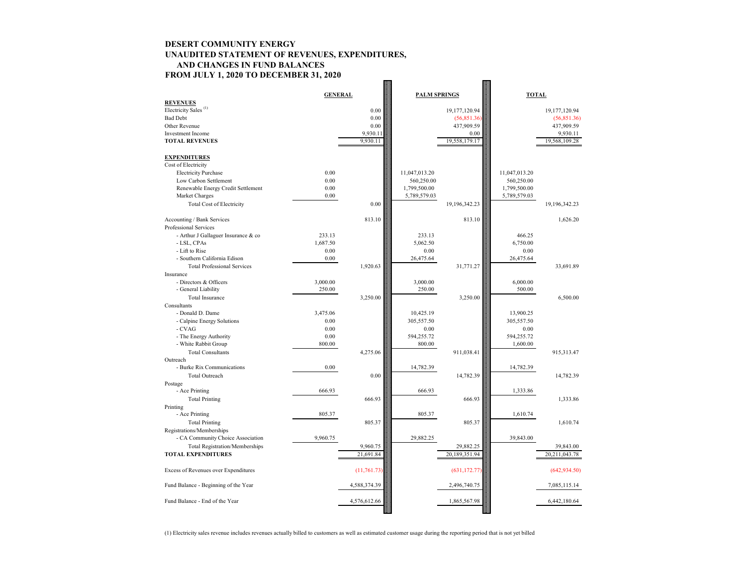# DESERT COMMUNITY ENERGY
## UNAUDITED STATEMENT OF REVENUES, EXPENDITURES, AND CHANGES IN FUND BALANCES
## FROM JULY 1, 2020 TO DECEMBER 31, 2020

| | GENERAL | | PALM SPRINGS | | TOTAL | |
|---|---|---|---|---|---|---|
| **REVENUES** | | | | | | |
| Electricity Sales [(1)] | | 0.00 | | 19,177,120.94 | | 19,177,120.94 |
| Bad Debt | | 0.00 | | (56,851.36) | | (56,851.36) |
| Other Revenue | | 0.00 | | 437,909.59 | | 437,909.59 |
| Investment Income | | 9,930.11 | | 0.00 | | 9,930.11 |
| **TOTAL REVENUES** | | 9,930.11 | | 19,558,179.17 | | 19,568,109.28 |
| | | | | | | |
| **EXPENDITURES** | | | | | | |
| Cost of Electricity | | | | | | |
| Electricity Purchase | 0.00 | | 11,047,013.20 | | 11,047,013.20 | |
| Low Carbon Settlement | 0.00 | | 560,250.00 | | 560,250.00 | |
| Renewable Energy Credit Settlement | 0.00 | | 1,799,500.00 | | 1,799,500.00 | |
| Market Charges | 0.00 | | 5,789,579.03 | | 5,789,579.03 | |
| Total Cost of Electricity | | 0.00 | | 19,196,342.23 | | 19,196,342.23 |
| | | | | | | |
| Accounting / Bank Services | | 813.10 | | 813.10 | | 1,626.20 |
| Professional Services | | | | | | |
| - Arthur J Gallaguer Insurance & co | 233.13 | | 233.13 | | 466.25 | |
| - LSL, CPAs | 1,687.50 | | 5,062.50 | | 6,750.00 | |
| - Lift to Rise | 0.00 | | 0.00 | | 0.00 | |
| - Southern California Edison | 0.00 | | 26,475.64 | | 26,475.64 | |
| Total Professional Services | | 1,920.63 | | 31,771.27 | | 33,691.89 |
| Insurance | | | | | | |
| - Directors & Officers | 3,000.00 | | 3,000.00 | | 6,000.00 | |
| - General Liability | 250.00 | | 250.00 | | 500.00 | |
| Total Insurance | | 3,250.00 | | 3,250.00 | | 6,500.00 |
| Consultants | | | | | | |
| - Donald D. Dame | 3,475.06 | | 10,425.19 | | 13,900.25 | |
| - Calpine Energy Solutions | 0.00 | | 305,557.50 | | 305,557.50 | |
| - CVAG | 0.00 | | 0.00 | | 0.00 | |
| - The Energy Authority | 0.00 | | 594,255.72 | | 594,255.72 | |
| - White Rabbit Group | 800.00 | | 800.00 | | 1,600.00 | |
| Total Consultants | | 4,275.06 | | 911,038.41 | | 915,313.47 |
| Outreach | | | | | | |
| - Burke Rix Communications | 0.00 | | 14,782.39 | | 14,782.39 | |
| Total Outreach | | 0.00 | | 14,782.39 | | 14,782.39 |
| Postage | | | | | | |
| - Ace Printing | 666.93 | | 666.93 | | 1,333.86 | |
| Total Printing | | 666.93 | | 666.93 | | 1,333.86 |
| Printing | | | | | | |
| - Ace Printing | 805.37 | | 805.37 | | 1,610.74 | |
| Total Printing | | 805.37 | | 805.37 | | 1,610.74 |
| Registrations/Memberships | | | | | | |
| - CA Community Choice Association | 9,960.75 | | 29,882.25 | | 39,843.00 | |
| Total Registration/Memberships | | 9,960.75 | | 29,882.25 | | 39,843.00 |
| **TOTAL EXPENDITURES** | | 21,691.84 | | 20,189,351.94 | | 20,211,043.78 |
| | | | | | | |
| Excess of Revenues over Expenditures | | (11,761.73) | | (631,172.77) | | (642,934.50) |
| | | | | | | |
| Fund Balance - Beginning of the Year | | 4,588,374.39 | | 2,496,740.75 | | 7,085,115.14 |
| | | | | | | |
| Fund Balance - End of the Year | | 4,576,612.66 | | 1,865,567.98 | | 6,442,180.64 |

(1) Electricity sales revenue includes revenues actually billed to customers as well as estimated customer usage during the reporting period that is not yet billed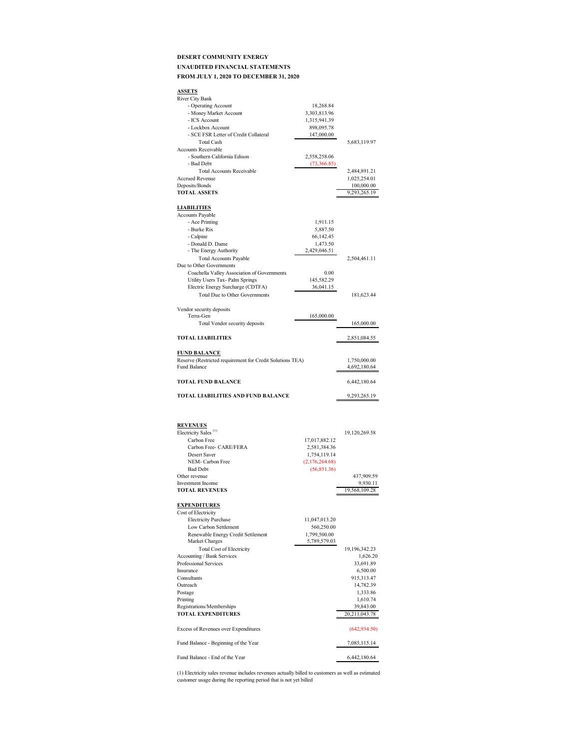**DESERT COMMUNITY ENERGY**

**UNAUDITED FINANCIAL STATEMENTS**

**FROM JULY 1, 2020 TO DECEMBER 31, 2020**

| | | |
|---|---|---|
| **ASSETS** | | |
| River City Bank | | |
| - Operating Account | 18,268.84 | |
| - Money Market Account | 3,303,813.96 | |
| - ICS Account | 1,315,941.39 | |
| - Lockbox Account | 898,095.78 | |
| - SCE FSR Letter of Credit Collateral | 147,000.00 | |
| Total Cash | | 5,683,119.97 |
| Accounts Receivable | | |
| - Southern California Edison | 2,558,258.06 | |
| - Bad Debt | (73,366.85) | |
| Total Accounts Receivable | | 2,484,891.21 |
| Accrued Revenue | | 1,025,254.01 |
| Deposits/Bonds | | 100,000.00 |
| **TOTAL ASSETS** | | 9,293,265.19 |
| | | |
| **LIABILITIES** | | |
| Accounts Payable | | |
| - Ace Printing | 1,911.15 | |
| - Burke Rix | 5,887.50 | |
| - Calpine | 66,142.45 | |
| - Donald D. Dame | 1,473.50 | |
| - The Energy Authority | 2,429,046.51 | |
| Total Accounts Payable | | 2,504,461.11 |
| Due to Other Governments | | |
| Coachella Valley Association of Governments | 0.00 | |
| Utility Users Tax- Palm Springs | 145,582.29 | |
| Electric Energy Surcharge (CDTFA) | 36,041.15 | |
| Total Due to Other Governments | | 181,623.44 |
| | | |
| Vendor security deposits | | |
| Terra-Gen | 165,000.00 | |
| Total Vendor security deposits | | 165,000.00 |
| | | |
| **TOTAL LIABILITIES** | | 2,851,084.55 |
| | | |
| **FUND BALANCE** | | |
| Reserve (Restricted requirement for Credit Solutions TEA) | | 1,750,000.00 |
| Fund Balance | | 4,692,180.64 |
| | | |
| **TOTAL FUND BALANCE** | | 6,442,180.64 |
| | | |
| **TOTAL LIABILITIES AND FUND BALANCE** | | 9,293,265.19 |

| | | |
|---|---|---|
| **REVENUES** | | |
| Electricity Sales [(1)] | | 19,120,269.58 |
| Carbon Free | 17,017,882.12 | |
| Carbon Free- CARE/FERA | 2,581,384.36 | |
| Desert Saver | 1,754,119.14 | |
| NEM- Carbon Free | (2,176,264.68) | |
| Bad Debt | (56,851.36) | |
| Other revenue | | 437,909.59 |
| Investment Income | | 9,930.11 |
| **TOTAL REVENUES** | | 19,568,109.28 |
| | | |
| **EXPENDITURES** | | |
| Cost of Electricity | | |
| Electricity Purchase | 11,047,013.20 | |
| Low Carbon Settlement | 560,250.00 | |
| Renewable Energy Credit Settlement | 1,799,500.00 | |
| Market Charges | 5,789,579.03 | |
| Total Cost of Electricity | | 19,196,342.23 |
| Accounting / Bank Services | | 1,626.20 |
| Professional Services | | 33,691.89 |
| Insurance | | 6,500.00 |
| Consultants | | 915,313.47 |
| Outreach | | 14,782.39 |
| Postage | | 1,333.86 |
| Printing | | 1,610.74 |
| Registrations/Memberships | | 39,843.00 |
| **TOTAL EXPENDITURES** | | 20,211,043.78 |
| | | |
| Excess of Revenues over Expenditures | | (642,934.50) |
| | | |
| Fund Balance - Beginning of the Year | | 7,085,115.14 |
| | | |
| Fund Balance - End of the Year | | 6,442,180.64 |

(1) Electricity sales revenue includes revenues actually billed to customers as well as estimated customer usage during the reporting period that is not yet billed